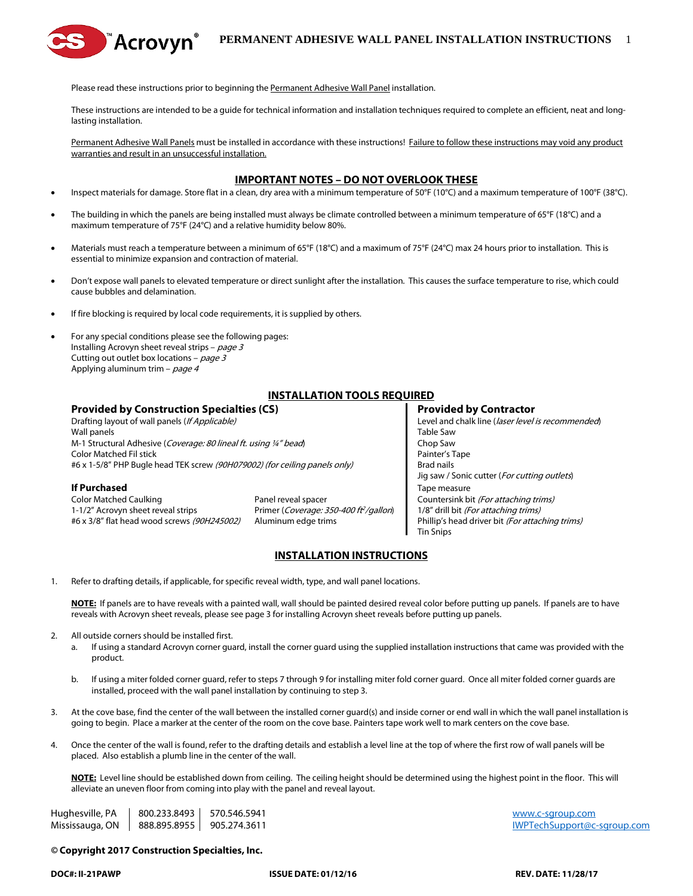# PERMANENT ADHESIVE WALL PANEL INSTALLATION INSTRUCTIONS

Please read these instructions prior to beginning the Permanent Adhesive Wall Panel installation.

These instructions are intended to be a guide for technical information and installation techniques required to complete an efficient, neat and long-lasting installation.

Permanent Adhesive Wall Panels must be installed in accordance with these instructions! Failure to follow these instructions may void any product warranties and result in an unsuccessful installation.

## IMPORTANT NOTES – DO NOT OVERLOOK THESE

- Inspect materials for damage. Store flat in a clean, dry area with a minimum temperature of 50°F (10°C) and a maximum temperature of 100°F (38°C).
- The building in which the panels are being installed must always be climate controlled between a minimum temperature of 65°F (18°C) and a maximum temperature of 75°F (24°C) and a relative humidity below 80%.
- Materials must reach a temperature between a minimum of 65°F (18°C) and a maximum of 75°F (24°C) max 24 hours prior to installation. This is essential to minimize expansion and contraction of material.
- Don't expose wall panels to elevated temperature or direct sunlight after the installation. This causes the surface temperature to rise, which could cause bubbles and delamination.
- If fire blocking is required by local code requirements, it is supplied by others.
- For any special conditions please see the following pages:
  Installing Acrovyn sheet reveal strips – *page 3*
  Cutting out outlet box locations – *page 3*
  Applying aluminum trim – *page 4*

## INSTALLATION TOOLS REQUIRED

### Provided by Construction Specialties (CS)

Drafting layout of wall panels (*If Applicable*)
Wall panels
M-1 Structural Adhesive (*Coverage: 80 lineal ft. using ¼" bead*)
Color Matched Fil stick
#6 x 1-5/8" PHP Bugle head TEK screw *(90H079002) (for ceiling panels only)*

### If Purchased

Color Matched Caulking
1-1/2" Acrovyn sheet reveal strips
#6 x 3/8" flat head wood screws *(90H245002)*
Panel reveal spacer
Primer (*Coverage: 350-400 ft²/gallon*)
Aluminum edge trims

### Provided by Contractor

Level and chalk line (*laser level is recommended*)
Table Saw
Chop Saw
Painter's Tape
Brad nails
Jig saw / Sonic cutter (*For cutting outlets*)
Tape measure
Countersink bit *(For attaching trims)*
1/8" drill bit *(For attaching trims)*
Phillip's head driver bit *(For attaching trims)*
Tin Snips

## INSTALLATION INSTRUCTIONS

1. Refer to drafting details, if applicable, for specific reveal width, type, and wall panel locations.

   **NOTE:** If panels are to have reveals with a painted wall, wall should be painted desired reveal color before putting up panels. If panels are to have reveals with Acrovyn sheet reveals, please see page 3 for installing Acrovyn sheet reveals before putting up panels.

2. All outside corners should be installed first.
   a. If using a standard Acrovyn corner guard, install the corner guard using the supplied installation instructions that came was provided with the product.
   b. If using a miter folded corner guard, refer to steps 7 through 9 for installing miter fold corner guard. Once all miter folded corner guards are installed, proceed with the wall panel installation by continuing to step 3.

3. At the cove base, find the center of the wall between the installed corner guard(s) and inside corner or end wall in which the wall panel installation is going to begin. Place a marker at the center of the room on the cove base. Painters tape work well to mark centers on the cove base.

4. Once the center of the wall is found, refer to the drafting details and establish a level line at the top of where the first row of wall panels will be placed. Also establish a plumb line in the center of the wall.

   **NOTE:** Level line should be established down from ceiling. The ceiling height should be determined using the highest point in the floor. This will alleviate an uneven floor from coming into play with the panel and reveal layout.

Hughesville, PA | 800.233.8493 | 570.546.5941
Mississauga, ON | 888.895.8955 | 905.274.3611

www.c-sgroup.com
IWPTechSupport@c-sgroup.com

**© Copyright 2017 Construction Specialties, Inc.**

**DOC#: II-21PAWP** **ISSUE DATE: 01/12/16** **REV. DATE: 11/28/17**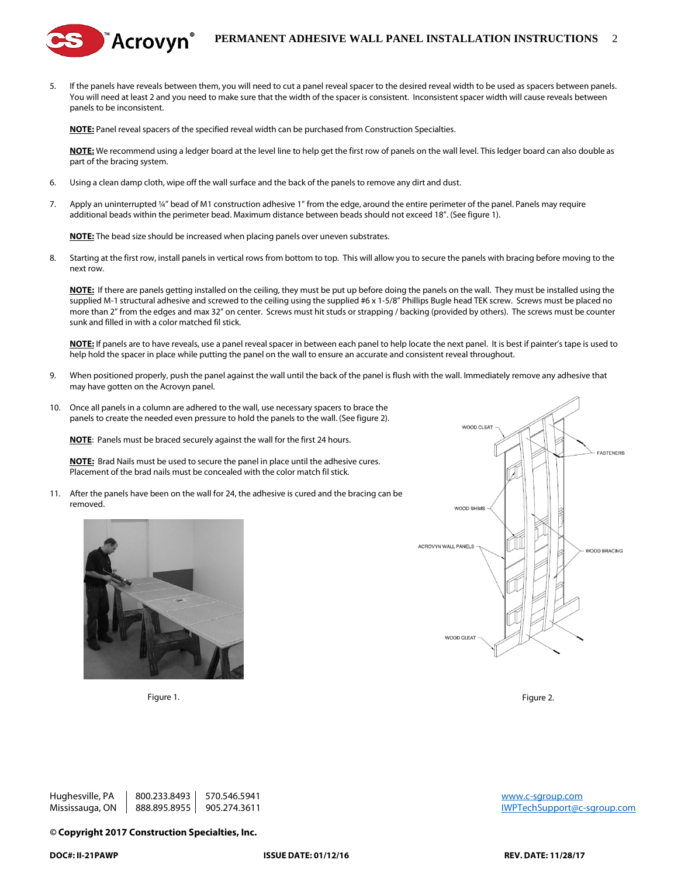5. If the panels have reveals between them, you will need to cut a panel reveal spacer to the desired reveal width to be used as spacers between panels. You will need at least 2 and you need to make sure that the width of the spacer is consistent. Inconsistent spacer width will cause reveals between panels to be inconsistent.

   **NOTE:** Panel reveal spacers of the specified reveal width can be purchased from Construction Specialties.

   **NOTE:** We recommend using a ledger board at the level line to help get the first row of panels on the wall level. This ledger board can also double as part of the bracing system.

6. Using a clean damp cloth, wipe off the wall surface and the back of the panels to remove any dirt and dust.

7. Apply an uninterrupted ¼" bead of M1 construction adhesive 1" from the edge, around the entire perimeter of the panel. Panels may require additional beads within the perimeter bead. Maximum distance between beads should not exceed 18". (See figure 1).

   **NOTE:** The bead size should be increased when placing panels over uneven substrates.

8. Starting at the first row, install panels in vertical rows from bottom to top. This will allow you to secure the panels with bracing before moving to the next row.

   **NOTE:** If there are panels getting installed on the ceiling, they must be put up before doing the panels on the wall. They must be installed using the supplied M-1 structural adhesive and screwed to the ceiling using the supplied #6 x 1-5/8" Phillips Bugle head TEK screw. Screws must be placed no more than 2" from the edges and max 32" on center. Screws must hit studs or strapping / backing (provided by others). The screws must be counter sunk and filled in with a color matched fil stick.

   **NOTE:** If panels are to have reveals, use a panel reveal spacer in between each panel to help locate the next panel. It is best if painter's tape is used to help hold the spacer in place while putting the panel on the wall to ensure an accurate and consistent reveal throughout.

9. When positioned properly, push the panel against the wall until the back of the panel is flush with the wall. Immediately remove any adhesive that may have gotten on the Acrovyn panel.

10. Once all panels in a column are adhered to the wall, use necessary spacers to brace the panels to create the needed even pressure to hold the panels to the wall. (See figure 2).

    **NOTE**: Panels must be braced securely against the wall for the first 24 hours.

    **NOTE:** Brad Nails must be used to secure the panel in place until the adhesive cures. Placement of the brad nails must be concealed with the color match fil stick.

11. After the panels have been on the wall for 24, the adhesive is cured and the bracing can be removed.

Figure 1.

WOOD CLEAT
FASTENERS
WOOD SHIMS
ACROVYN WALL PANELS
WOOD BRACING
WOOD CLEAT

Figure 2.

Hughesville, PA | 800.233.8493 | 570.546.5941
Mississauga, ON | 888.895.8955 | 905.274.3611

www.c-sgroup.com
IWPTechSupport@c-sgroup.com

**© Copyright 2017 Construction Specialties, Inc.**

**DOC#: II-21PAWP** **ISSUE DATE: 01/12/16** **REV. DATE: 11/28/17**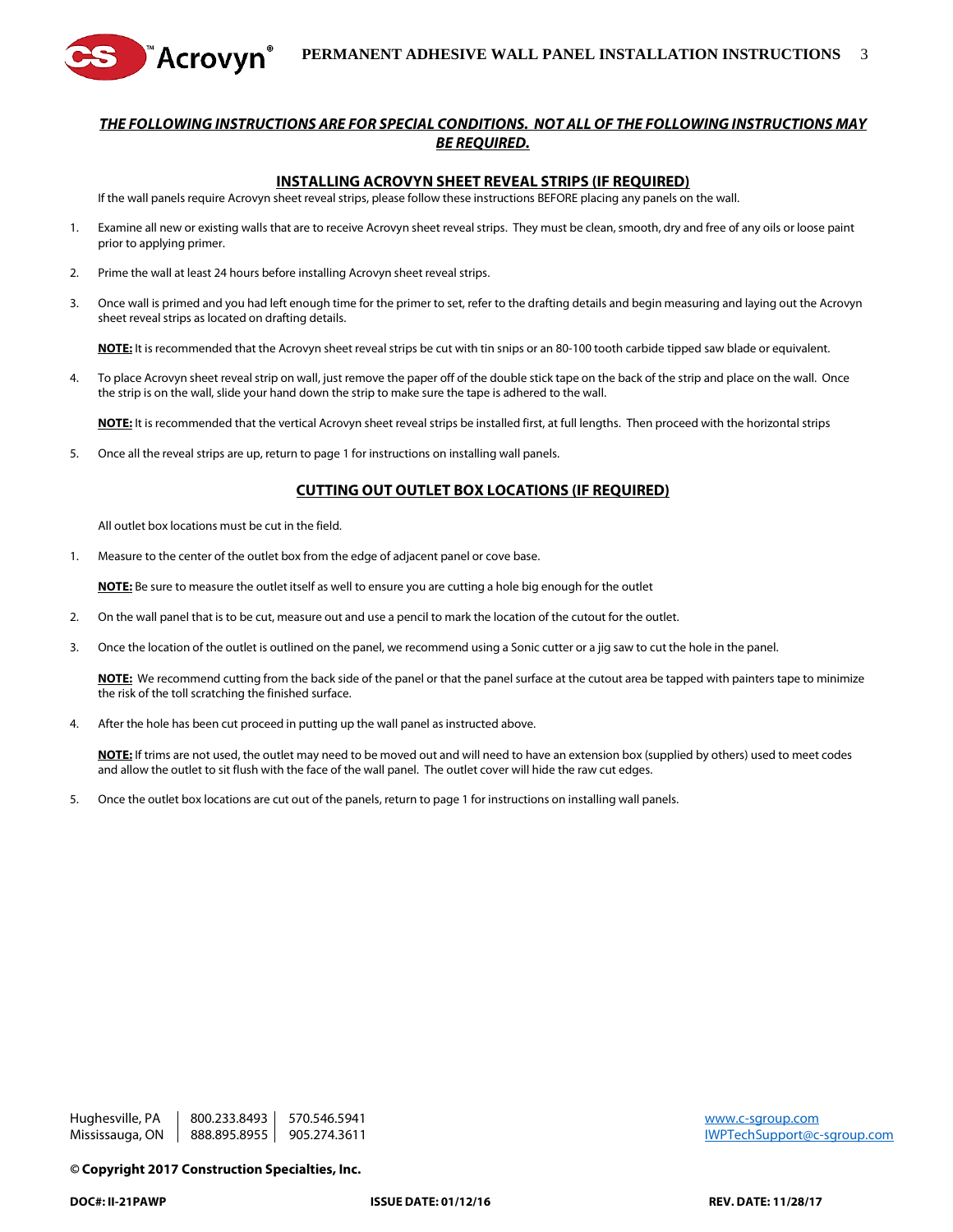***THE FOLLOWING INSTRUCTIONS ARE FOR SPECIAL CONDITIONS. NOT ALL OF THE FOLLOWING INSTRUCTIONS MAY BE REQUIRED.***

## INSTALLING ACROVYN SHEET REVEAL STRIPS (IF REQUIRED)

If the wall panels require Acrovyn sheet reveal strips, please follow these instructions BEFORE placing any panels on the wall.

1. Examine all new or existing walls that are to receive Acrovyn sheet reveal strips. They must be clean, smooth, dry and free of any oils or loose paint prior to applying primer.

2. Prime the wall at least 24 hours before installing Acrovyn sheet reveal strips.

3. Once wall is primed and you had left enough time for the primer to set, refer to the drafting details and begin measuring and laying out the Acrovyn sheet reveal strips as located on drafting details.

   **NOTE:** It is recommended that the Acrovyn sheet reveal strips be cut with tin snips or an 80-100 tooth carbide tipped saw blade or equivalent.

4. To place Acrovyn sheet reveal strip on wall, just remove the paper off of the double stick tape on the back of the strip and place on the wall. Once the strip is on the wall, slide your hand down the strip to make sure the tape is adhered to the wall.

   **NOTE:** It is recommended that the vertical Acrovyn sheet reveal strips be installed first, at full lengths. Then proceed with the horizontal strips

5. Once all the reveal strips are up, return to page 1 for instructions on installing wall panels.

## CUTTING OUT OUTLET BOX LOCATIONS (IF REQUIRED)

All outlet box locations must be cut in the field.

1. Measure to the center of the outlet box from the edge of adjacent panel or cove base.

   **NOTE:** Be sure to measure the outlet itself as well to ensure you are cutting a hole big enough for the outlet

2. On the wall panel that is to be cut, measure out and use a pencil to mark the location of the cutout for the outlet.

3. Once the location of the outlet is outlined on the panel, we recommend using a Sonic cutter or a jig saw to cut the hole in the panel.

   **NOTE:** We recommend cutting from the back side of the panel or that the panel surface at the cutout area be tapped with painters tape to minimize the risk of the toll scratching the finished surface.

4. After the hole has been cut proceed in putting up the wall panel as instructed above.

   **NOTE:** If trims are not used, the outlet may need to be moved out and will need to have an extension box (supplied by others) used to meet codes and allow the outlet to sit flush with the face of the wall panel. The outlet cover will hide the raw cut edges.

5. Once the outlet box locations are cut out of the panels, return to page 1 for instructions on installing wall panels.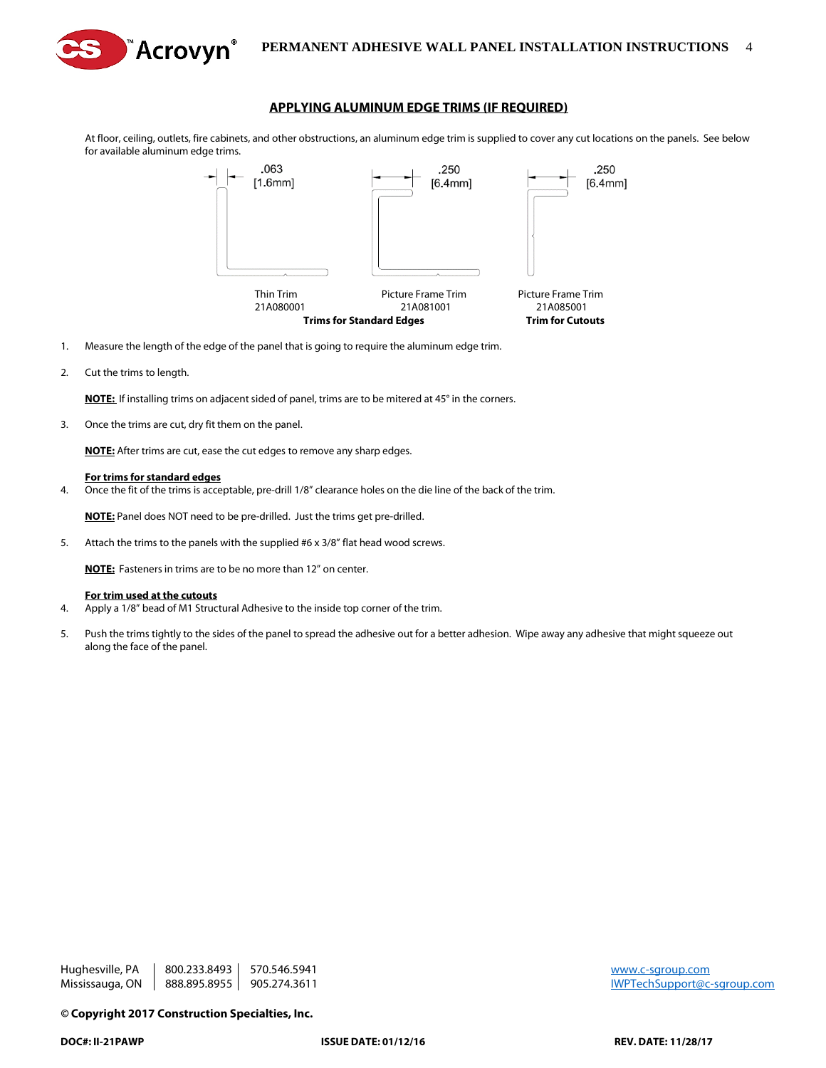## APPLYING ALUMINUM EDGE TRIMS (IF REQUIRED)

At floor, ceiling, outlets, fire cabinets, and other obstructions, an aluminum edge trim is supplied to cover any cut locations on the panels. See below for available aluminum edge trims.

.063 [1.6mm]

.250 [6.4mm]

.250 [6.4mm]

Thin Trim
21A080001

Picture Frame Trim
21A081001

**Trims for Standard Edges**

Picture Frame Trim
21A085001

**Trim for Cutouts**

1. Measure the length of the edge of the panel that is going to require the aluminum edge trim.

2. Cut the trims to length.

   **NOTE:** If installing trims on adjacent sided of panel, trims are to be mitered at 45° in the corners.

3. Once the trims are cut, dry fit them on the panel.

   **NOTE:** After trims are cut, ease the cut edges to remove any sharp edges.

**For trims for standard edges**

4. Once the fit of the trims is acceptable, pre-drill 1/8" clearance holes on the die line of the back of the trim.

   **NOTE:** Panel does NOT need to be pre-drilled. Just the trims get pre-drilled.

5. Attach the trims to the panels with the supplied #6 x 3/8" flat head wood screws.

   **NOTE:** Fasteners in trims are to be no more than 12" on center.

**For trim used at the cutouts**

4. Apply a 1/8" bead of M1 Structural Adhesive to the inside top corner of the trim.

5. Push the trims tightly to the sides of the panel to spread the adhesive out for a better adhesion. Wipe away any adhesive that might squeeze out along the face of the panel.

| | | |
|---|---|---|
| Hughesville, PA | 800.233.8493 | 570.546.5941 |
| Mississauga, ON | 888.895.8955 | 905.274.3611 |

www.c-sgroup.com
IWPTechSupport@c-sgroup.com

**© Copyright 2017 Construction Specialties, Inc.**

**DOC#: II-21PAWP** **ISSUE DATE: 01/12/16** **REV. DATE: 11/28/17**